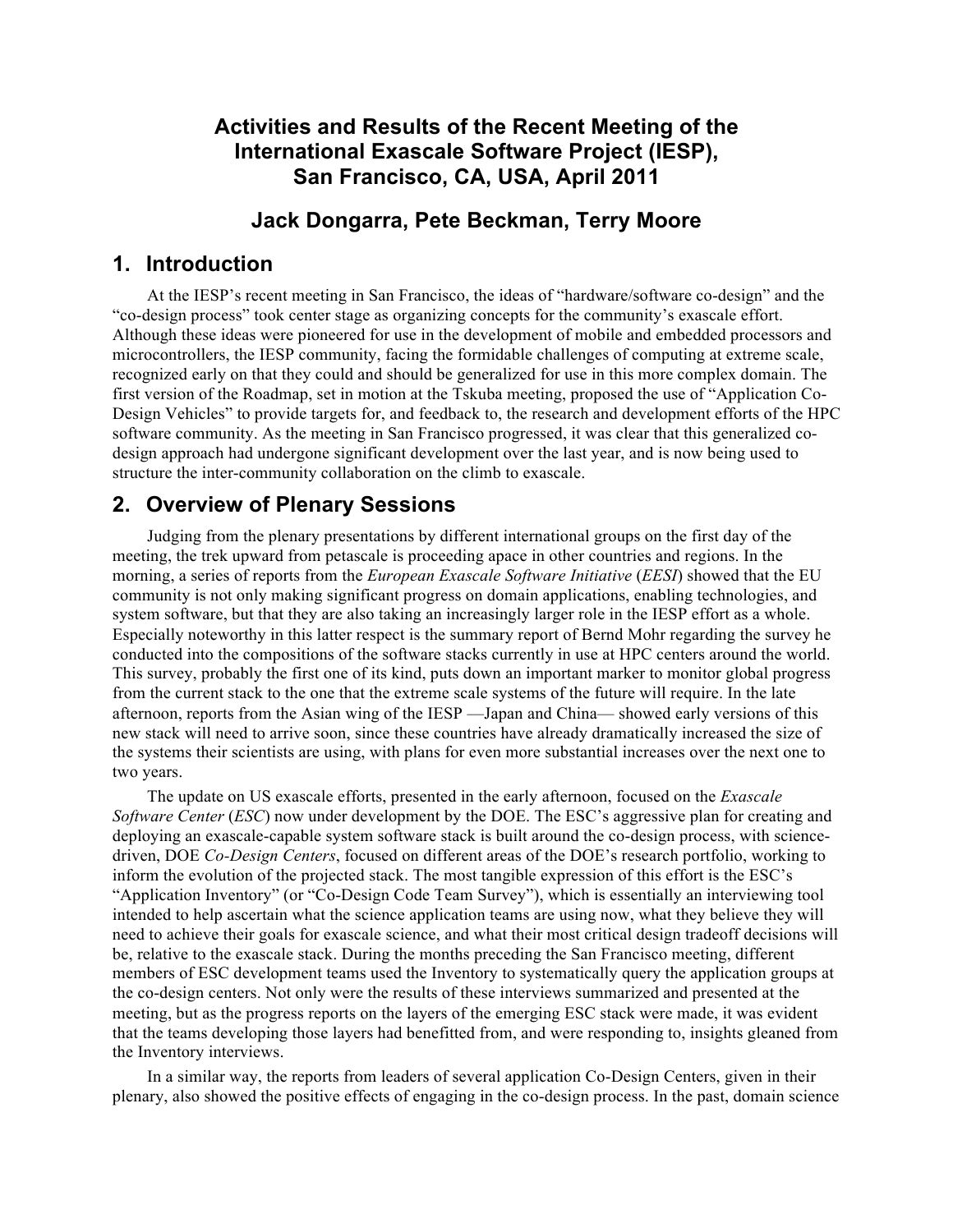# Activities and Results of the Recent Meeting of the International Exascale Software Project (IESP), San Francisco, CA, USA, April 2011

**Jack Dongarra, Pete Beckman, Terry Moore**

## 1. Introduction

At the IESP's recent meeting in San Francisco, the ideas of "hardware/software co-design" and the "co-design process" took center stage as organizing concepts for the community's exascale effort. Although these ideas were pioneered for use in the development of mobile and embedded processors and microcontrollers, the IESP community, facing the formidable challenges of computing at extreme scale, recognized early on that they could and should be generalized for use in this more complex domain. The first version of the Roadmap, set in motion at the Tskuba meeting, proposed the use of "Application Co-Design Vehicles" to provide targets for, and feedback to, the research and development efforts of the HPC software community. As the meeting in San Francisco progressed, it was clear that this generalized co-design approach had undergone significant development over the last year, and is now being used to structure the inter-community collaboration on the climb to exascale.

## 2. Overview of Plenary Sessions

Judging from the plenary presentations by different international groups on the first day of the meeting, the trek upward from petascale is proceeding apace in other countries and regions. In the morning, a series of reports from the *European Exascale Software Initiative* (*EESI*) showed that the EU community is not only making significant progress on domain applications, enabling technologies, and system software, but that they are also taking an increasingly larger role in the IESP effort as a whole. Especially noteworthy in this latter respect is the summary report of Bernd Mohr regarding the survey he conducted into the compositions of the software stacks currently in use at HPC centers around the world. This survey, probably the first one of its kind, puts down an important marker to monitor global progress from the current stack to the one that the extreme scale systems of the future will require. In the late afternoon, reports from the Asian wing of the IESP —Japan and China— showed early versions of this new stack will need to arrive soon, since these countries have already dramatically increased the size of the systems their scientists are using, with plans for even more substantial increases over the next one to two years.

The update on US exascale efforts, presented in the early afternoon, focused on the *Exascale Software Center* (*ESC*) now under development by the DOE. The ESC's aggressive plan for creating and deploying an exascale-capable system software stack is built around the co-design process, with science-driven, DOE *Co-Design Centers*, focused on different areas of the DOE's research portfolio, working to inform the evolution of the projected stack. The most tangible expression of this effort is the ESC's "Application Inventory" (or "Co-Design Code Team Survey"), which is essentially an interviewing tool intended to help ascertain what the science application teams are using now, what they believe they will need to achieve their goals for exascale science, and what their most critical design tradeoff decisions will be, relative to the exascale stack. During the months preceding the San Francisco meeting, different members of ESC development teams used the Inventory to systematically query the application groups at the co-design centers. Not only were the results of these interviews summarized and presented at the meeting, but as the progress reports on the layers of the emerging ESC stack were made, it was evident that the teams developing those layers had benefitted from, and were responding to, insights gleaned from the Inventory interviews.

In a similar way, the reports from leaders of several application Co-Design Centers, given in their plenary, also showed the positive effects of engaging in the co-design process. In the past, domain science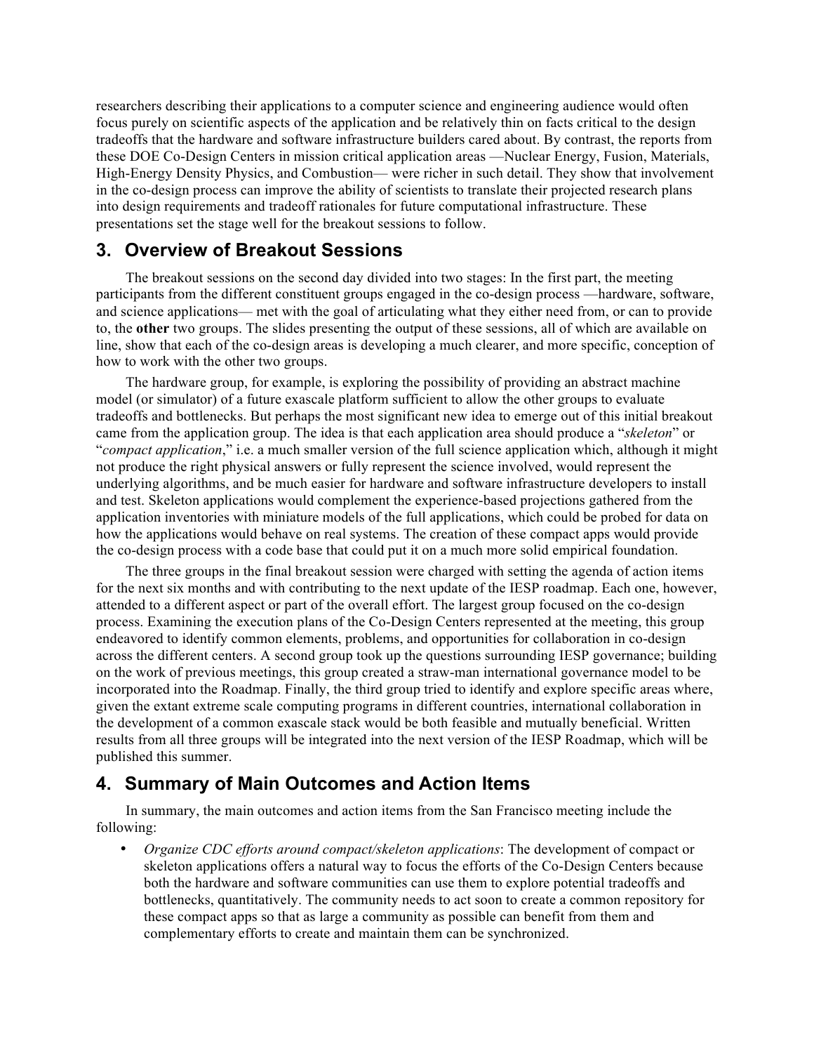researchers describing their applications to a computer science and engineering audience would often focus purely on scientific aspects of the application and be relatively thin on facts critical to the design tradeoffs that the hardware and software infrastructure builders cared about. By contrast, the reports from these DOE Co-Design Centers in mission critical application areas —Nuclear Energy, Fusion, Materials, High-Energy Density Physics, and Combustion— were richer in such detail. They show that involvement in the co-design process can improve the ability of scientists to translate their projected research plans into design requirements and tradeoff rationales for future computational infrastructure. These presentations set the stage well for the breakout sessions to follow.

## 3. Overview of Breakout Sessions

The breakout sessions on the second day divided into two stages: In the first part, the meeting participants from the different constituent groups engaged in the co-design process —hardware, software, and science applications— met with the goal of articulating what they either need from, or can to provide to, the **other** two groups. The slides presenting the output of these sessions, all of which are available on line, show that each of the co-design areas is developing a much clearer, and more specific, conception of how to work with the other two groups.

The hardware group, for example, is exploring the possibility of providing an abstract machine model (or simulator) of a future exascale platform sufficient to allow the other groups to evaluate tradeoffs and bottlenecks. But perhaps the most significant new idea to emerge out of this initial breakout came from the application group. The idea is that each application area should produce a "*skeleton*" or "*compact application*," i.e. a much smaller version of the full science application which, although it might not produce the right physical answers or fully represent the science involved, would represent the underlying algorithms, and be much easier for hardware and software infrastructure developers to install and test. Skeleton applications would complement the experience-based projections gathered from the application inventories with miniature models of the full applications, which could be probed for data on how the applications would behave on real systems. The creation of these compact apps would provide the co-design process with a code base that could put it on a much more solid empirical foundation.

The three groups in the final breakout session were charged with setting the agenda of action items for the next six months and with contributing to the next update of the IESP roadmap. Each one, however, attended to a different aspect or part of the overall effort. The largest group focused on the co-design process. Examining the execution plans of the Co-Design Centers represented at the meeting, this group endeavored to identify common elements, problems, and opportunities for collaboration in co-design across the different centers. A second group took up the questions surrounding IESP governance; building on the work of previous meetings, this group created a straw-man international governance model to be incorporated into the Roadmap. Finally, the third group tried to identify and explore specific areas where, given the extant extreme scale computing programs in different countries, international collaboration in the development of a common exascale stack would be both feasible and mutually beneficial. Written results from all three groups will be integrated into the next version of the IESP Roadmap, which will be published this summer.

## 4. Summary of Main Outcomes and Action Items

In summary, the main outcomes and action items from the San Francisco meeting include the following:

- *Organize CDC efforts around compact/skeleton applications*: The development of compact or skeleton applications offers a natural way to focus the efforts of the Co-Design Centers because both the hardware and software communities can use them to explore potential tradeoffs and bottlenecks, quantitatively. The community needs to act soon to create a common repository for these compact apps so that as large a community as possible can benefit from them and complementary efforts to create and maintain them can be synchronized.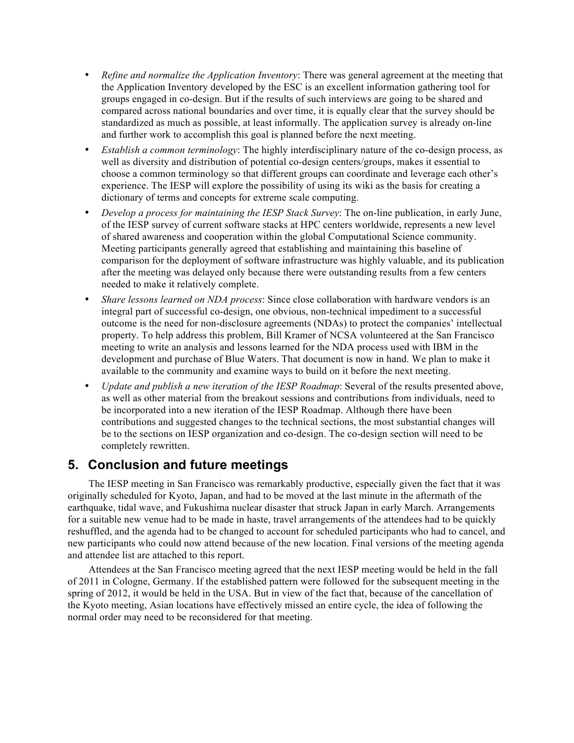- *Refine and normalize the Application Inventory*: There was general agreement at the meeting that the Application Inventory developed by the ESC is an excellent information gathering tool for groups engaged in co-design. But if the results of such interviews are going to be shared and compared across national boundaries and over time, it is equally clear that the survey should be standardized as much as possible, at least informally. The application survey is already on-line and further work to accomplish this goal is planned before the next meeting.
- *Establish a common terminology*: The highly interdisciplinary nature of the co-design process, as well as diversity and distribution of potential co-design centers/groups, makes it essential to choose a common terminology so that different groups can coordinate and leverage each other's experience. The IESP will explore the possibility of using its wiki as the basis for creating a dictionary of terms and concepts for extreme scale computing.
- *Develop a process for maintaining the IESP Stack Survey*: The on-line publication, in early June, of the IESP survey of current software stacks at HPC centers worldwide, represents a new level of shared awareness and cooperation within the global Computational Science community. Meeting participants generally agreed that establishing and maintaining this baseline of comparison for the deployment of software infrastructure was highly valuable, and its publication after the meeting was delayed only because there were outstanding results from a few centers needed to make it relatively complete.
- *Share lessons learned on NDA process*: Since close collaboration with hardware vendors is an integral part of successful co-design, one obvious, non-technical impediment to a successful outcome is the need for non-disclosure agreements (NDAs) to protect the companies' intellectual property. To help address this problem, Bill Kramer of NCSA volunteered at the San Francisco meeting to write an analysis and lessons learned for the NDA process used with IBM in the development and purchase of Blue Waters. That document is now in hand. We plan to make it available to the community and examine ways to build on it before the next meeting.
- *Update and publish a new iteration of the IESP Roadmap*: Several of the results presented above, as well as other material from the breakout sessions and contributions from individuals, need to be incorporated into a new iteration of the IESP Roadmap. Although there have been contributions and suggested changes to the technical sections, the most substantial changes will be to the sections on IESP organization and co-design. The co-design section will need to be completely rewritten.

## 5. Conclusion and future meetings

The IESP meeting in San Francisco was remarkably productive, especially given the fact that it was originally scheduled for Kyoto, Japan, and had to be moved at the last minute in the aftermath of the earthquake, tidal wave, and Fukushima nuclear disaster that struck Japan in early March. Arrangements for a suitable new venue had to be made in haste, travel arrangements of the attendees had to be quickly reshuffled, and the agenda had to now be changed to account for scheduled participants who had to cancel, and new participants who could now attend because of the new location. Final versions of the meeting agenda and attendee list are attached to this report.

Attendees at the San Francisco meeting agreed that the next IESP meeting would be held in the fall of 2011 in Cologne, Germany. If the established pattern were followed for the subsequent meeting in the spring of 2012, it would be held in the USA. But in view of the fact that, because of the cancellation of the Kyoto meeting, Asian locations have effectively missed an entire cycle, the idea of following the normal order may need to be reconsidered for that meeting.